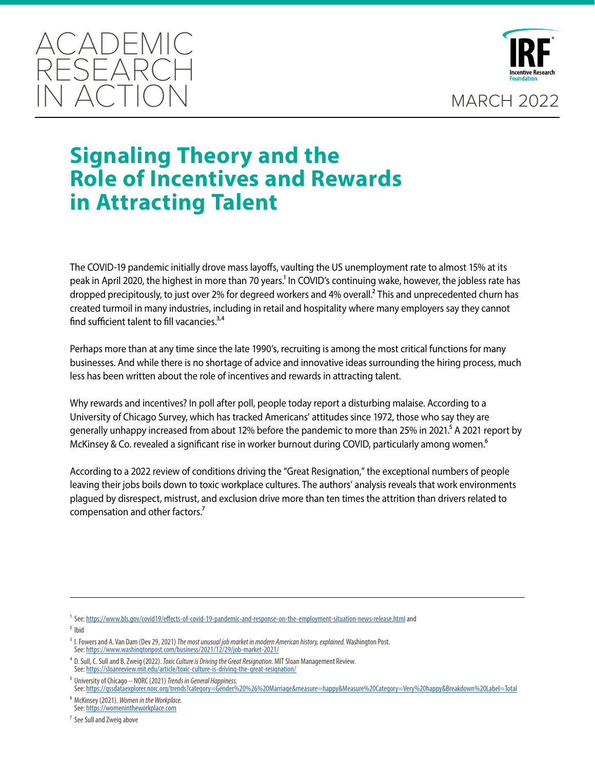ACADEMIC RESEARCH IN ACTION

MARCH 2022

# Signaling Theory and the Role of Incentives and Rewards in Attracting Talent

The COVID-19 pandemic initially drove mass layoffs, vaulting the US unemployment rate to almost 15% at its peak in April 2020, the highest in more than 70 years.[1] In COVID's continuing wake, however, the jobless rate has dropped precipitously, to just over 2% for degreed workers and 4% overall.[2] This and unprecedented churn has created turmoil in many industries, including in retail and hospitality where many employers say they cannot find sufficient talent to fill vacancies.[3,4]

Perhaps more than at any time since the late 1990's, recruiting is among the most critical functions for many businesses. And while there is no shortage of advice and innovative ideas surrounding the hiring process, much less has been written about the role of incentives and rewards in attracting talent.

Why rewards and incentives? In poll after poll, people today report a disturbing malaise. According to a University of Chicago Survey, which has tracked Americans' attitudes since 1972, those who say they are generally unhappy increased from about 12% before the pandemic to more than 25% in 2021.[5] A 2021 report by McKinsey & Co. revealed a significant rise in worker burnout during COVID, particularly among women.[6]

According to a 2022 review of conditions driving the "Great Resignation," the exceptional numbers of people leaving their jobs boils down to toxic workplace cultures. The authors' analysis reveals that work environments plagued by disrespect, mistrust, and exclusion drive more than ten times the attrition than drivers related to compensation and other factors.[7]

---

[1] See: https://www.bls.gov/covid19/effects-of-covid-19-pandemic-and-response-on-the-employment-situation-news-release.html and

[2] Ibid

[3] I. Fowers and A. Van Dam (Dec 29, 2021) *The most unusual job market in modern American history, explained.* Washington Post. See: https://www.washingtonpost.com/business/2021/12/29/job-market-2021/

[4] D. Sull, C. Sull and B. Zweig (2022). *Toxic Culture is Driving the Great Resignation.* MIT Sloan Management Review. See: https://sloanreview.mit.edu/article/toxic-culture-is-driving-the-great-resignation/

[5] University of Chicago – NORC (2021) *Trends in General Happiness.* See: https://gssdataexplorer.norc.org/trends?category=Gender%20%26%20Marriage&measure=happy&Measure%20Category=Very%20happy&Breakdown%20Label=Total

[6] McKinsey (2021). *Women in the Workplace.* See: https://womenintheworkplace.com

[7] See Sull and Zweig above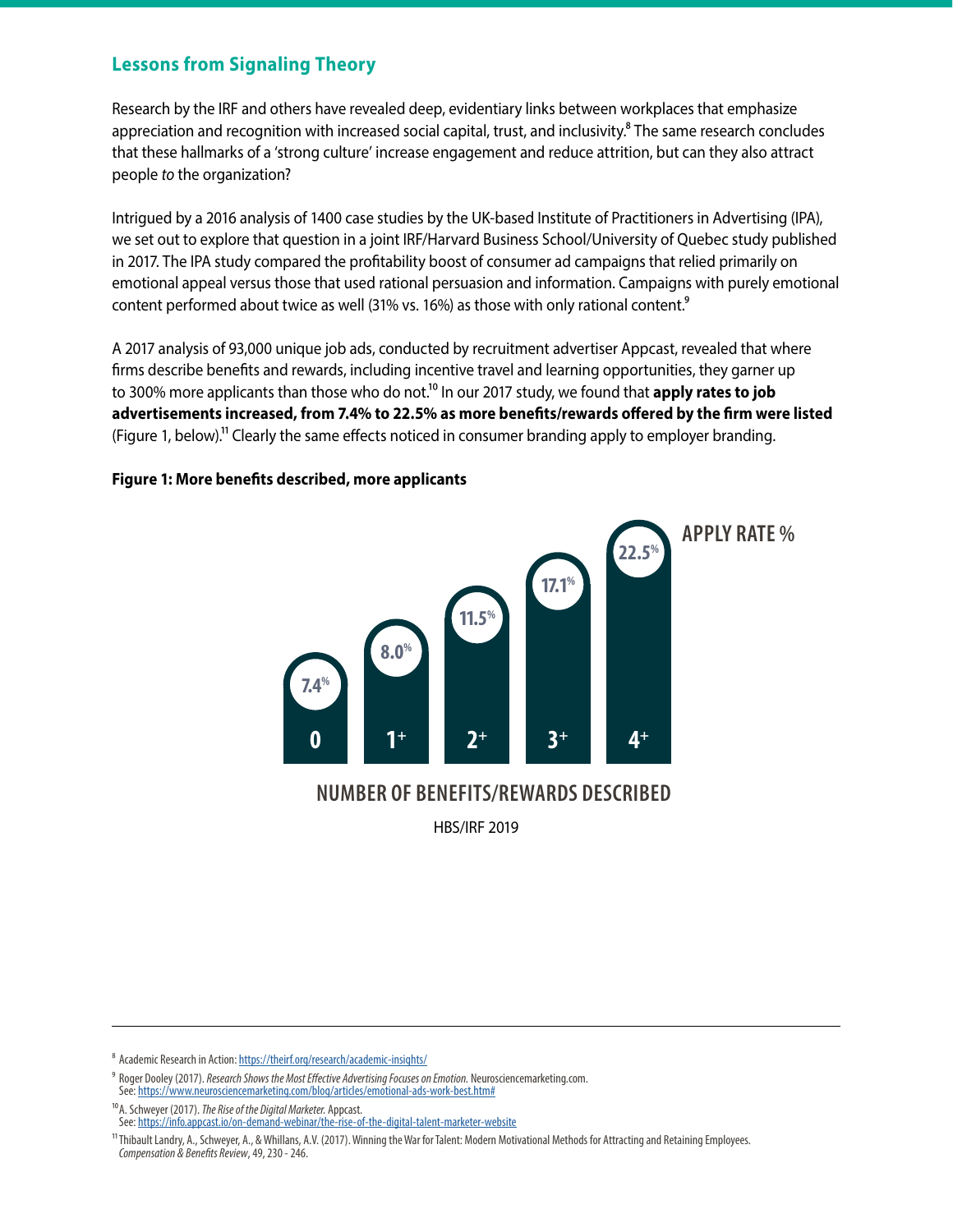## Lessons from Signaling Theory

Research by the IRF and others have revealed deep, evidentiary links between workplaces that emphasize appreciation and recognition with increased social capital, trust, and inclusivity.[8] The same research concludes that these hallmarks of a 'strong culture' increase engagement and reduce attrition, but can they also attract people *to* the organization?

Intrigued by a 2016 analysis of 1400 case studies by the UK-based Institute of Practitioners in Advertising (IPA), we set out to explore that question in a joint IRF/Harvard Business School/University of Quebec study published in 2017. The IPA study compared the profitability boost of consumer ad campaigns that relied primarily on emotional appeal versus those that used rational persuasion and information. Campaigns with purely emotional content performed about twice as well (31% vs. 16%) as those with only rational content.[9]

A 2017 analysis of 93,000 unique job ads, conducted by recruitment advertiser Appcast, revealed that where firms describe benefits and rewards, including incentive travel and learning opportunities, they garner up to 300% more applicants than those who do not.[10] In our 2017 study, we found that **apply rates to job advertisements increased, from 7.4% to 22.5% as more benefits/rewards offered by the firm were listed** (Figure 1, below).[11] Clearly the same effects noticed in consumer branding apply to employer branding.

**Figure 1: More benefits described, more applicants**

| Number of benefits/rewards described | Apply rate % |
|---|---|
| 0 | 7.4% |
| 1+ | 8.0% |
| 2+ | 11.5% |
| 3+ | 17.1% |
| 4+ | 22.5% |

HBS/IRF 2019

---

[8] Academic Research in Action: https://theirf.org/research/academic-insights/

[9] Roger Dooley (2017). *Research Shows the Most Effective Advertising Focuses on Emotion.* Neurosciencemarketing.com. See: https://www.neurosciencemarketing.com/blog/articles/emotional-ads-work-best.htm#

[10] A. Schweyer (2017). *The Rise of the Digital Marketer.* Appcast. See: https://info.appcast.io/on-demand-webinar/the-rise-of-the-digital-talent-marketer-website

[11] Thibault Landry, A., Schweyer, A., & Whillans, A.V. (2017). Winning the War for Talent: Modern Motivational Methods for Attracting and Retaining Employees. *Compensation & Benefits Review*, 49, 230 - 246.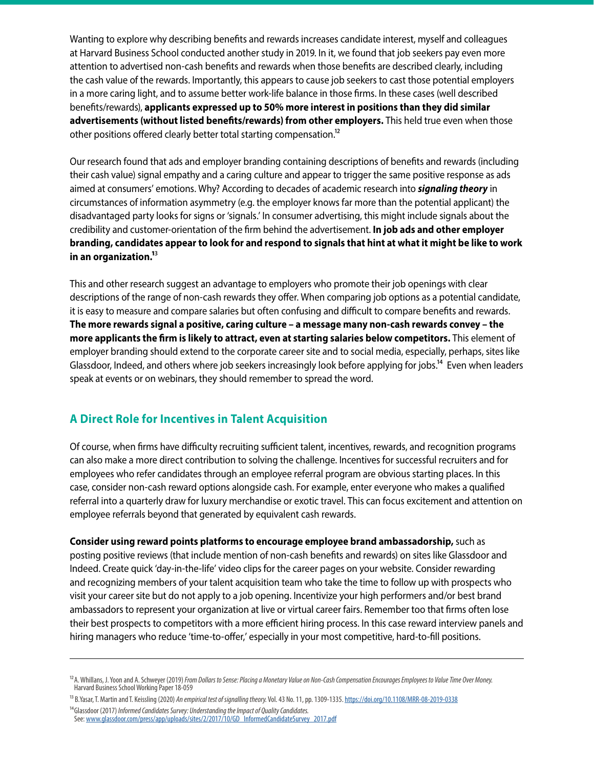Wanting to explore why describing benefits and rewards increases candidate interest, myself and colleagues at Harvard Business School conducted another study in 2019. In it, we found that job seekers pay even more attention to advertised non-cash benefits and rewards when those benefits are described clearly, including the cash value of the rewards. Importantly, this appears to cause job seekers to cast those potential employers in a more caring light, and to assume better work-life balance in those firms. In these cases (well described benefits/rewards), **applicants expressed up to 50% more interest in positions than they did similar advertisements (without listed benefits/rewards) from other employers.** This held true even when those other positions offered clearly better total starting compensation.[12]

Our research found that ads and employer branding containing descriptions of benefits and rewards (including their cash value) signal empathy and a caring culture and appear to trigger the same positive response as ads aimed at consumers' emotions. Why? According to decades of academic research into ***signaling theory*** in circumstances of information asymmetry (e.g. the employer knows far more than the potential applicant) the disadvantaged party looks for signs or 'signals.' In consumer advertising, this might include signals about the credibility and customer-orientation of the firm behind the advertisement. **In job ads and other employer branding, candidates appear to look for and respond to signals that hint at what it might be like to work in an organization.**[13]

This and other research suggest an advantage to employers who promote their job openings with clear descriptions of the range of non-cash rewards they offer. When comparing job options as a potential candidate, it is easy to measure and compare salaries but often confusing and difficult to compare benefits and rewards. **The more rewards signal a positive, caring culture – a message many non-cash rewards convey – the more applicants the firm is likely to attract, even at starting salaries below competitors.** This element of employer branding should extend to the corporate career site and to social media, especially, perhaps, sites like Glassdoor, Indeed, and others where job seekers increasingly look before applying for jobs.[14] Even when leaders speak at events or on webinars, they should remember to spread the word.

## A Direct Role for Incentives in Talent Acquisition

Of course, when firms have difficulty recruiting sufficient talent, incentives, rewards, and recognition programs can also make a more direct contribution to solving the challenge. Incentives for successful recruiters and for employees who refer candidates through an employee referral program are obvious starting places. In this case, consider non-cash reward options alongside cash. For example, enter everyone who makes a qualified referral into a quarterly draw for luxury merchandise or exotic travel. This can focus excitement and attention on employee referrals beyond that generated by equivalent cash rewards.

**Consider using reward points platforms to encourage employee brand ambassadorship,** such as posting positive reviews (that include mention of non-cash benefits and rewards) on sites like Glassdoor and Indeed. Create quick 'day-in-the-life' video clips for the career pages on your website. Consider rewarding and recognizing members of your talent acquisition team who take the time to follow up with prospects who visit your career site but do not apply to a job opening. Incentivize your high performers and/or best brand ambassadors to represent your organization at live or virtual career fairs. Remember too that firms often lose their best prospects to competitors with a more efficient hiring process. In this case reward interview panels and hiring managers who reduce 'time-to-offer,' especially in your most competitive, hard-to-fill positions.

---

[12] A. Whillans, J. Yoon and A. Schweyer (2019) *From Dollars to Sense: Placing a Monetary Value on Non-Cash Compensation Encourages Employees to Value Time Over Money.* Harvard Business School Working Paper 18-059

[13] B.Yasar, T. Martin and T. Keissling (2020) *An empirical test of signalling theory.* Vol. 43 No. 11, pp. 1309-1335. https://doi.org/10.1108/MRR-08-2019-0338

[14] Glassdoor (2017) *Informed Candidates Survey: Understanding the Impact of Quality Candidates.* See: www.glassdoor.com/press/app/uploads/sites/2/2017/10/GD_InformedCandidateSurvey_2017.pdf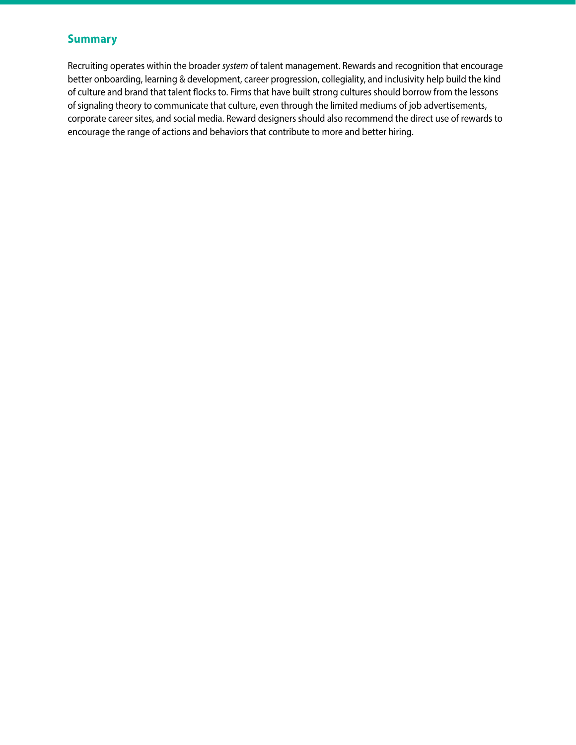## Summary

Recruiting operates within the broader *system* of talent management. Rewards and recognition that encourage better onboarding, learning & development, career progression, collegiality, and inclusivity help build the kind of culture and brand that talent flocks to. Firms that have built strong cultures should borrow from the lessons of signaling theory to communicate that culture, even through the limited mediums of job advertisements, corporate career sites, and social media. Reward designers should also recommend the direct use of rewards to encourage the range of actions and behaviors that contribute to more and better hiring.